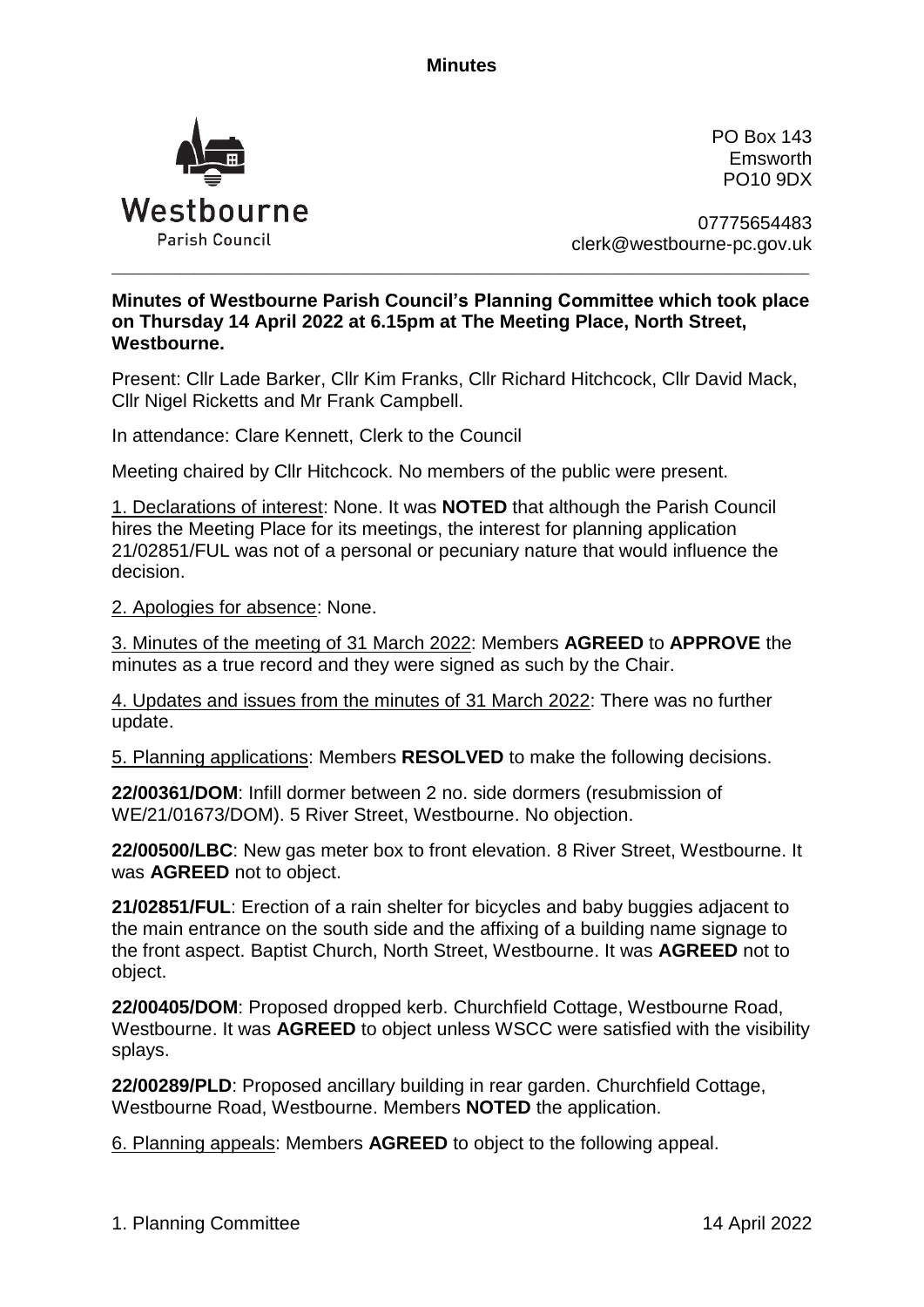**Minutes**

Westbourne
Parish Council

PO Box 143
Emsworth
PO10 9DX

07775654483
clerk@westbourne-pc.gov.uk

---

**Minutes of Westbourne Parish Council's Planning Committee which took place on Thursday 14 April 2022 at 6.15pm at The Meeting Place, North Street, Westbourne.**

Present: Cllr Lade Barker, Cllr Kim Franks, Cllr Richard Hitchcock, Cllr David Mack, Cllr Nigel Ricketts and Mr Frank Campbell.

In attendance: Clare Kennett, Clerk to the Council

Meeting chaired by Cllr Hitchcock. No members of the public were present.

1. Declarations of interest: None. It was **NOTED** that although the Parish Council hires the Meeting Place for its meetings, the interest for planning application 21/02851/FUL was not of a personal or pecuniary nature that would influence the decision.

2. Apologies for absence: None.

3. Minutes of the meeting of 31 March 2022: Members **AGREED** to **APPROVE** the minutes as a true record and they were signed as such by the Chair.

4. Updates and issues from the minutes of 31 March 2022: There was no further update.

5. Planning applications: Members **RESOLVED** to make the following decisions.

**22/00361/DOM**: Infill dormer between 2 no. side dormers (resubmission of WE/21/01673/DOM). 5 River Street, Westbourne. No objection.

**22/00500/LBC**: New gas meter box to front elevation. 8 River Street, Westbourne. It was **AGREED** not to object.

**21/02851/FUL**: Erection of a rain shelter for bicycles and baby buggies adjacent to the main entrance on the south side and the affixing of a building name signage to the front aspect. Baptist Church, North Street, Westbourne. It was **AGREED** not to object.

**22/00405/DOM**: Proposed dropped kerb. Churchfield Cottage, Westbourne Road, Westbourne. It was **AGREED** to object unless WSCC were satisfied with the visibility splays.

**22/00289/PLD**: Proposed ancillary building in rear garden. Churchfield Cottage, Westbourne Road, Westbourne. Members **NOTED** the application.

6. Planning appeals: Members **AGREED** to object to the following appeal.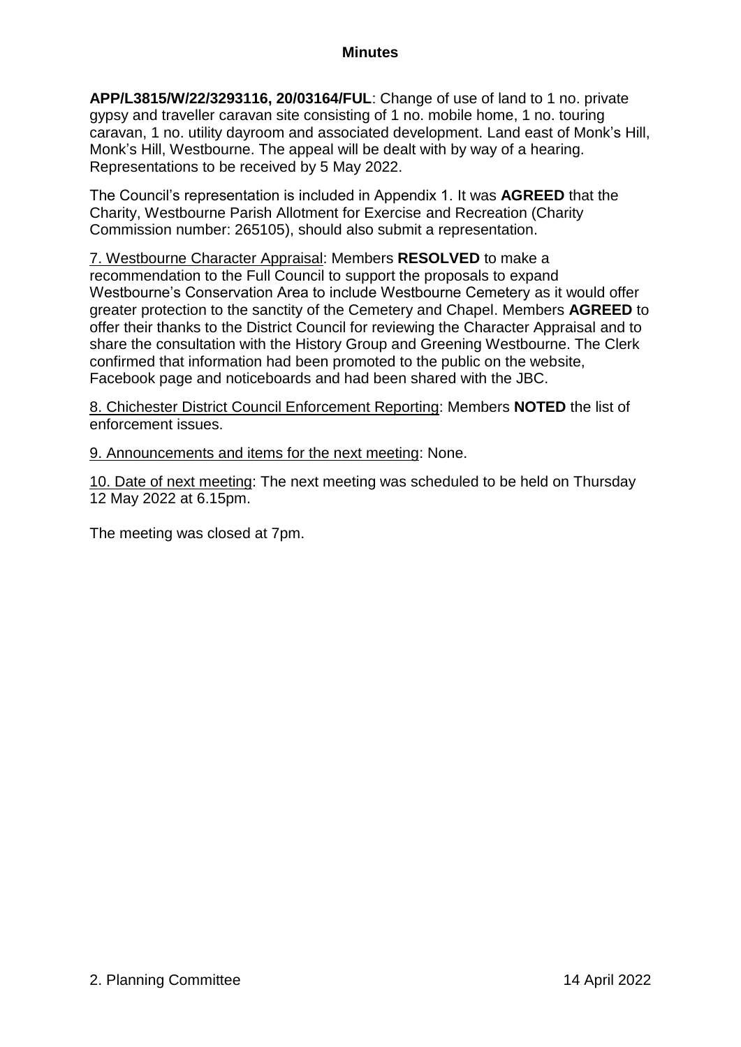**APP/L3815/W/22/3293116, 20/03164/FUL**: Change of use of land to 1 no. private gypsy and traveller caravan site consisting of 1 no. mobile home, 1 no. touring caravan, 1 no. utility dayroom and associated development. Land east of Monk's Hill, Monk's Hill, Westbourne. The appeal will be dealt with by way of a hearing. Representations to be received by 5 May 2022.

The Council's representation is included in Appendix 1. It was **AGREED** that the Charity, Westbourne Parish Allotment for Exercise and Recreation (Charity Commission number: 265105), should also submit a representation.

7. Westbourne Character Appraisal: Members **RESOLVED** to make a recommendation to the Full Council to support the proposals to expand Westbourne's Conservation Area to include Westbourne Cemetery as it would offer greater protection to the sanctity of the Cemetery and Chapel. Members **AGREED** to offer their thanks to the District Council for reviewing the Character Appraisal and to share the consultation with the History Group and Greening Westbourne. The Clerk confirmed that information had been promoted to the public on the website, Facebook page and noticeboards and had been shared with the JBC.

8. Chichester District Council Enforcement Reporting: Members **NOTED** the list of enforcement issues.

9. Announcements and items for the next meeting: None.

10. Date of next meeting: The next meeting was scheduled to be held on Thursday 12 May 2022 at 6.15pm.

The meeting was closed at 7pm.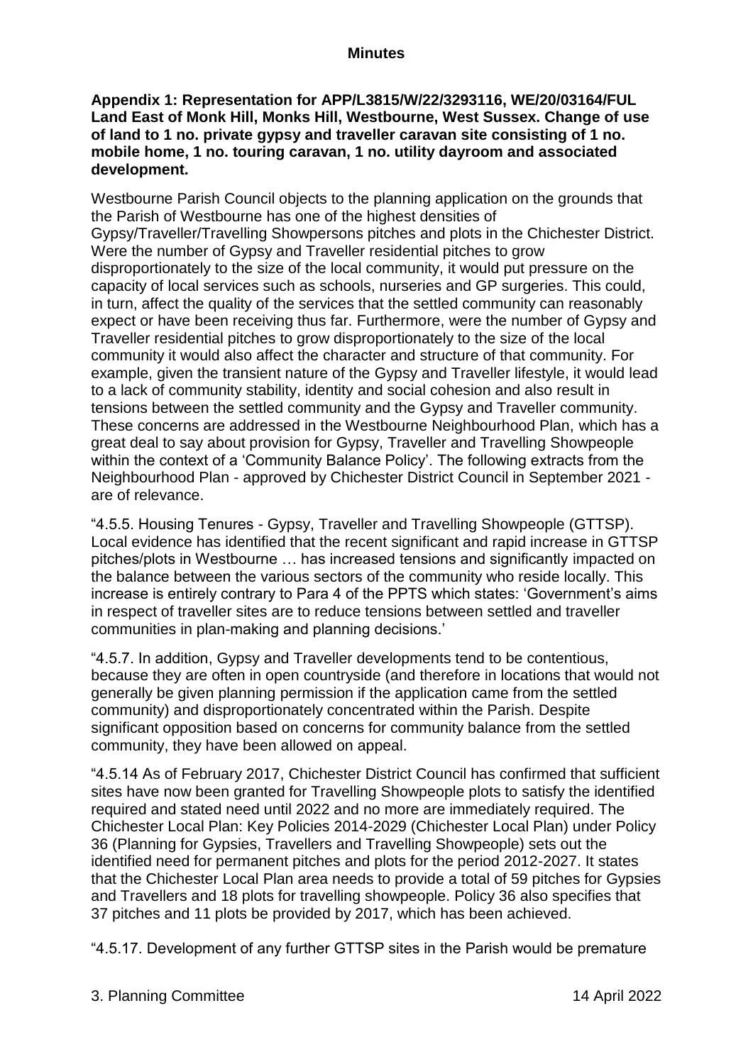**Appendix 1: Representation for APP/L3815/W/22/3293116, WE/20/03164/FUL Land East of Monk Hill, Monks Hill, Westbourne, West Sussex. Change of use of land to 1 no. private gypsy and traveller caravan site consisting of 1 no. mobile home, 1 no. touring caravan, 1 no. utility dayroom and associated development.**

Westbourne Parish Council objects to the planning application on the grounds that the Parish of Westbourne has one of the highest densities of Gypsy/Traveller/Travelling Showpersons pitches and plots in the Chichester District. Were the number of Gypsy and Traveller residential pitches to grow disproportionately to the size of the local community, it would put pressure on the capacity of local services such as schools, nurseries and GP surgeries. This could, in turn, affect the quality of the services that the settled community can reasonably expect or have been receiving thus far. Furthermore, were the number of Gypsy and Traveller residential pitches to grow disproportionately to the size of the local community it would also affect the character and structure of that community. For example, given the transient nature of the Gypsy and Traveller lifestyle, it would lead to a lack of community stability, identity and social cohesion and also result in tensions between the settled community and the Gypsy and Traveller community. These concerns are addressed in the Westbourne Neighbourhood Plan, which has a great deal to say about provision for Gypsy, Traveller and Travelling Showpeople within the context of a 'Community Balance Policy'. The following extracts from the Neighbourhood Plan - approved by Chichester District Council in September 2021 - are of relevance.

"4.5.5. Housing Tenures - Gypsy, Traveller and Travelling Showpeople (GTTSP). Local evidence has identified that the recent significant and rapid increase in GTTSP pitches/plots in Westbourne … has increased tensions and significantly impacted on the balance between the various sectors of the community who reside locally. This increase is entirely contrary to Para 4 of the PPTS which states: 'Government's aims in respect of traveller sites are to reduce tensions between settled and traveller communities in plan-making and planning decisions.'

"4.5.7. In addition, Gypsy and Traveller developments tend to be contentious, because they are often in open countryside (and therefore in locations that would not generally be given planning permission if the application came from the settled community) and disproportionately concentrated within the Parish. Despite significant opposition based on concerns for community balance from the settled community, they have been allowed on appeal.

"4.5.14 As of February 2017, Chichester District Council has confirmed that sufficient sites have now been granted for Travelling Showpeople plots to satisfy the identified required and stated need until 2022 and no more are immediately required. The Chichester Local Plan: Key Policies 2014-2029 (Chichester Local Plan) under Policy 36 (Planning for Gypsies, Travellers and Travelling Showpeople) sets out the identified need for permanent pitches and plots for the period 2012-2027. It states that the Chichester Local Plan area needs to provide a total of 59 pitches for Gypsies and Travellers and 18 plots for travelling showpeople. Policy 36 also specifies that 37 pitches and 11 plots be provided by 2017, which has been achieved.

"4.5.17. Development of any further GTTSP sites in the Parish would be premature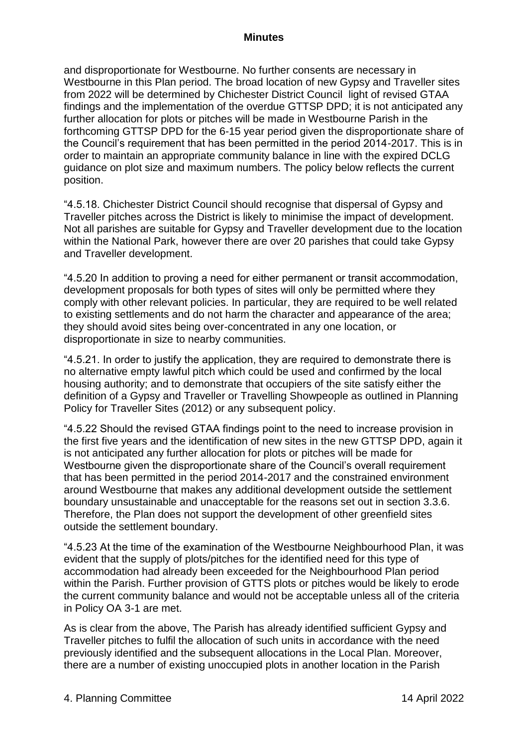and disproportionate for Westbourne. No further consents are necessary in Westbourne in this Plan period. The broad location of new Gypsy and Traveller sites from 2022 will be determined by Chichester District Council light of revised GTAA findings and the implementation of the overdue GTTSP DPD; it is not anticipated any further allocation for plots or pitches will be made in Westbourne Parish in the forthcoming GTTSP DPD for the 6-15 year period given the disproportionate share of the Council's requirement that has been permitted in the period 2014-2017. This is in order to maintain an appropriate community balance in line with the expired DCLG guidance on plot size and maximum numbers. The policy below reflects the current position.

"4.5.18. Chichester District Council should recognise that dispersal of Gypsy and Traveller pitches across the District is likely to minimise the impact of development. Not all parishes are suitable for Gypsy and Traveller development due to the location within the National Park, however there are over 20 parishes that could take Gypsy and Traveller development.

"4.5.20 In addition to proving a need for either permanent or transit accommodation, development proposals for both types of sites will only be permitted where they comply with other relevant policies. In particular, they are required to be well related to existing settlements and do not harm the character and appearance of the area; they should avoid sites being over-concentrated in any one location, or disproportionate in size to nearby communities.

"4.5.21. In order to justify the application, they are required to demonstrate there is no alternative empty lawful pitch which could be used and confirmed by the local housing authority; and to demonstrate that occupiers of the site satisfy either the definition of a Gypsy and Traveller or Travelling Showpeople as outlined in Planning Policy for Traveller Sites (2012) or any subsequent policy.

"4.5.22 Should the revised GTAA findings point to the need to increase provision in the first five years and the identification of new sites in the new GTTSP DPD, again it is not anticipated any further allocation for plots or pitches will be made for Westbourne given the disproportionate share of the Council's overall requirement that has been permitted in the period 2014-2017 and the constrained environment around Westbourne that makes any additional development outside the settlement boundary unsustainable and unacceptable for the reasons set out in section 3.3.6. Therefore, the Plan does not support the development of other greenfield sites outside the settlement boundary.

"4.5.23 At the time of the examination of the Westbourne Neighbourhood Plan, it was evident that the supply of plots/pitches for the identified need for this type of accommodation had already been exceeded for the Neighbourhood Plan period within the Parish. Further provision of GTTS plots or pitches would be likely to erode the current community balance and would not be acceptable unless all of the criteria in Policy OA 3-1 are met.

As is clear from the above, The Parish has already identified sufficient Gypsy and Traveller pitches to fulfil the allocation of such units in accordance with the need previously identified and the subsequent allocations in the Local Plan. Moreover, there are a number of existing unoccupied plots in another location in the Parish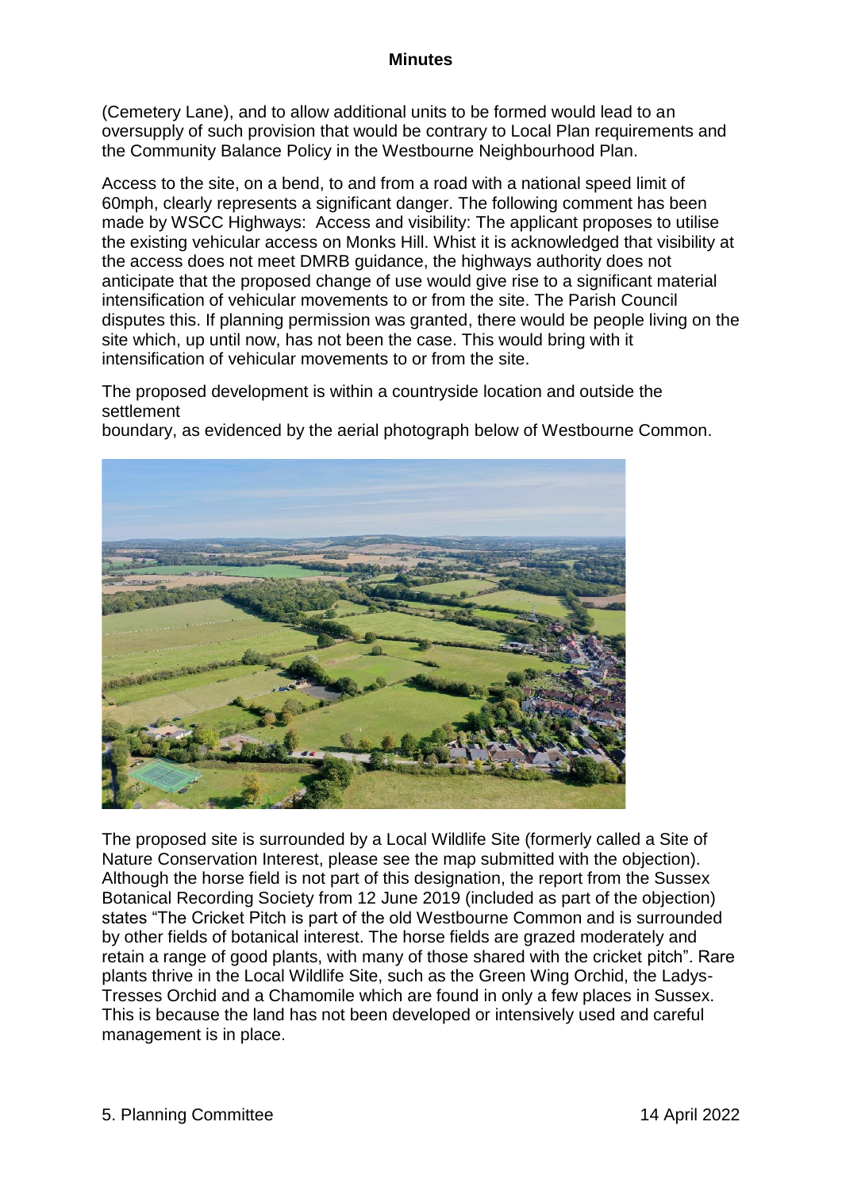(Cemetery Lane), and to allow additional units to be formed would lead to an oversupply of such provision that would be contrary to Local Plan requirements and the Community Balance Policy in the Westbourne Neighbourhood Plan.

Access to the site, on a bend, to and from a road with a national speed limit of 60mph, clearly represents a significant danger. The following comment has been made by WSCC Highways: Access and visibility: The applicant proposes to utilise the existing vehicular access on Monks Hill. Whist it is acknowledged that visibility at the access does not meet DMRB guidance, the highways authority does not anticipate that the proposed change of use would give rise to a significant material intensification of vehicular movements to or from the site. The Parish Council disputes this. If planning permission was granted, there would be people living on the site which, up until now, has not been the case. This would bring with it intensification of vehicular movements to or from the site.

The proposed development is within a countryside location and outside the settlement
boundary, as evidenced by the aerial photograph below of Westbourne Common.

The proposed site is surrounded by a Local Wildlife Site (formerly called a Site of Nature Conservation Interest, please see the map submitted with the objection). Although the horse field is not part of this designation, the report from the Sussex Botanical Recording Society from 12 June 2019 (included as part of the objection) states "The Cricket Pitch is part of the old Westbourne Common and is surrounded by other fields of botanical interest. The horse fields are grazed moderately and retain a range of good plants, with many of those shared with the cricket pitch". Rare plants thrive in the Local Wildlife Site, such as the Green Wing Orchid, the Ladys-Tresses Orchid and a Chamomile which are found in only a few places in Sussex. This is because the land has not been developed or intensively used and careful management is in place.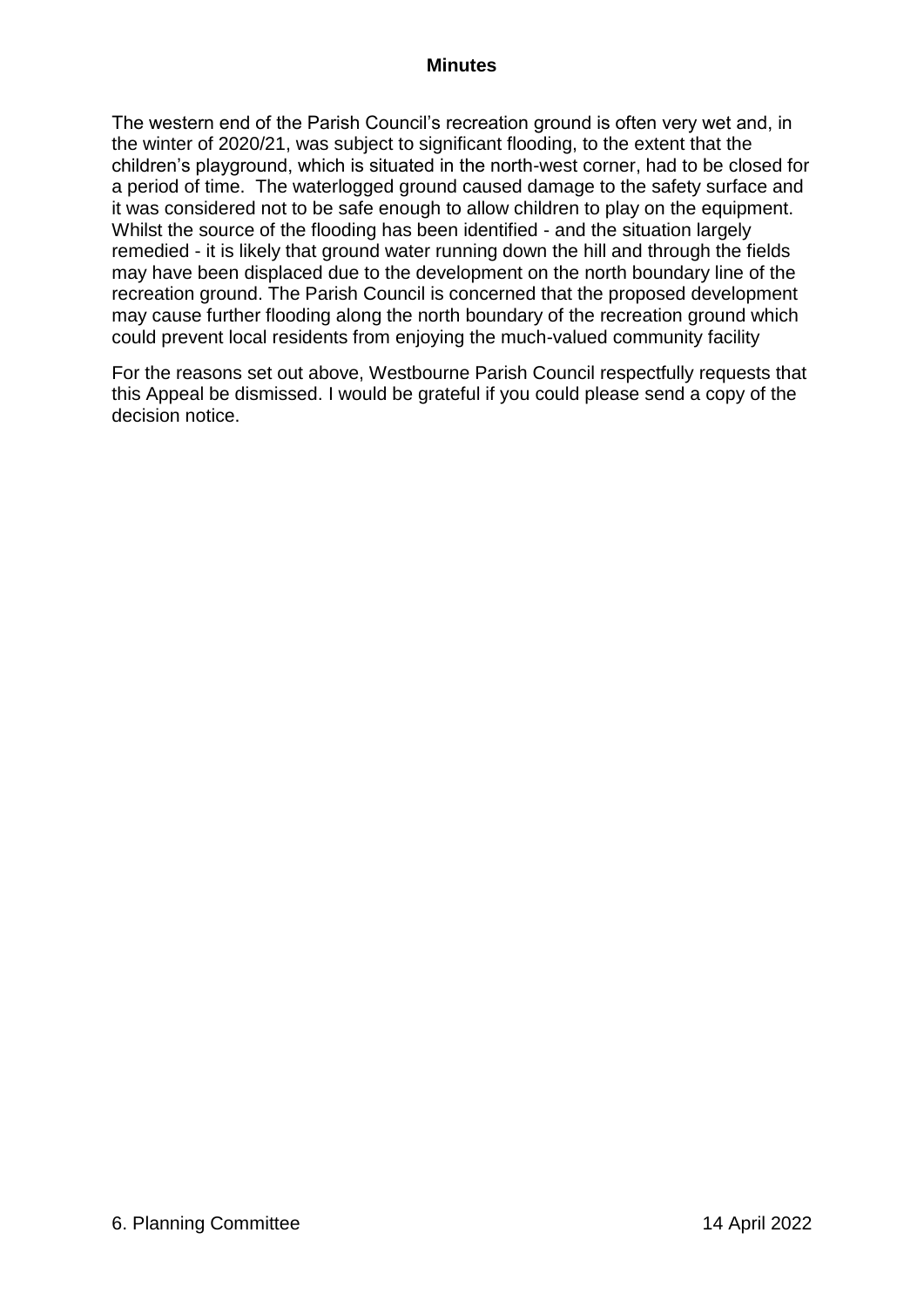The western end of the Parish Council's recreation ground is often very wet and, in the winter of 2020/21, was subject to significant flooding, to the extent that the children's playground, which is situated in the north-west corner, had to be closed for a period of time. The waterlogged ground caused damage to the safety surface and it was considered not to be safe enough to allow children to play on the equipment. Whilst the source of the flooding has been identified - and the situation largely remedied - it is likely that ground water running down the hill and through the fields may have been displaced due to the development on the north boundary line of the recreation ground. The Parish Council is concerned that the proposed development may cause further flooding along the north boundary of the recreation ground which could prevent local residents from enjoying the much-valued community facility

For the reasons set out above, Westbourne Parish Council respectfully requests that this Appeal be dismissed. I would be grateful if you could please send a copy of the decision notice.